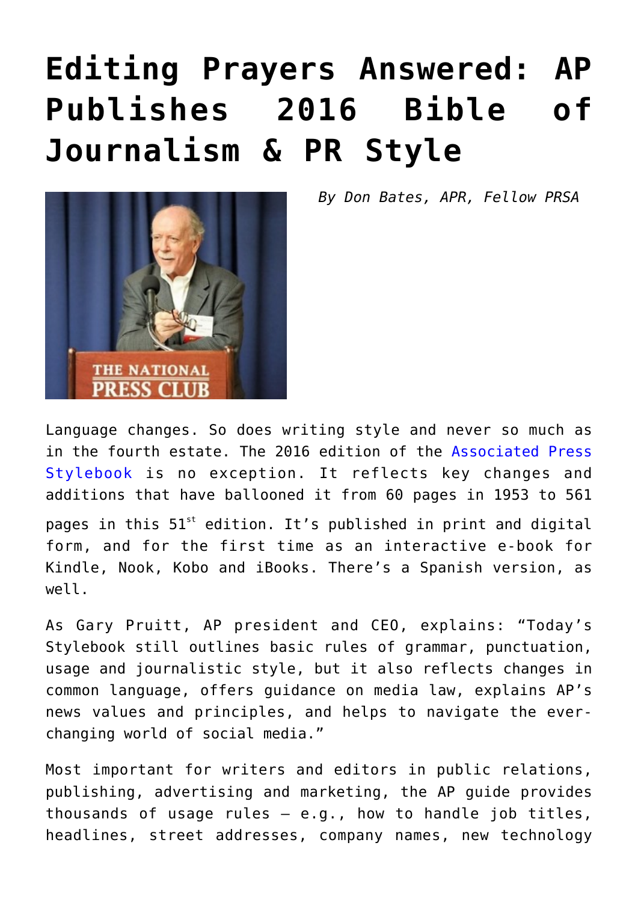# Editing Prayers Answered: AP Publishes 2016 Bible of Journalism & PR Style

*By Don Bates, APR, Fellow PRSA*

Language changes. So does writing style and never so much as in the fourth estate. The 2016 edition of the Associated Press Stylebook is no exception. It reflects key changes and additions that have ballooned it from 60 pages in 1953 to 561 pages in this 51st edition. It's published in print and digital form, and for the first time as an interactive e-book for Kindle, Nook, Kobo and iBooks. There's a Spanish version, as well.

As Gary Pruitt, AP president and CEO, explains: "Today's Stylebook still outlines basic rules of grammar, punctuation, usage and journalistic style, but it also reflects changes in common language, offers guidance on media law, explains AP's news values and principles, and helps to navigate the ever-changing world of social media."

Most important for writers and editors in public relations, publishing, advertising and marketing, the AP guide provides thousands of usage rules – e.g., how to handle job titles, headlines, street addresses, company names, new technology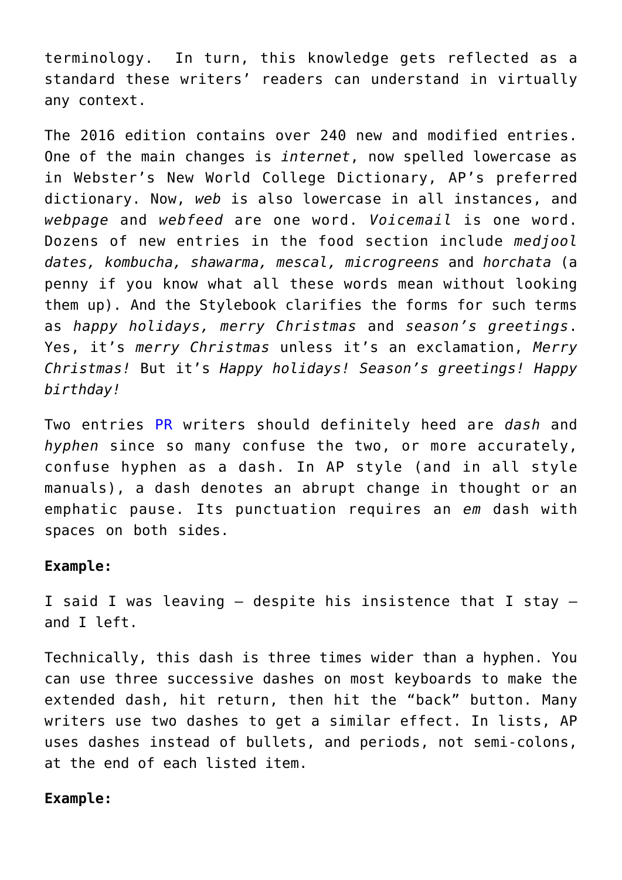terminology. In turn, this knowledge gets reflected as a standard these writers' readers can understand in virtually any context.

The 2016 edition contains over 240 new and modified entries. One of the main changes is *internet*, now spelled lowercase as in Webster's New World College Dictionary, AP's preferred dictionary. Now, *web* is also lowercase in all instances, and *webpage* and *webfeed* are one word. *Voicemail* is one word. Dozens of new entries in the food section include *medjool dates, kombucha, shawarma, mescal, microgreens* and *horchata* (a penny if you know what all these words mean without looking them up). And the Stylebook clarifies the forms for such terms as *happy holidays, merry Christmas* and *season's greetings*. Yes, it's *merry Christmas* unless it's an exclamation, *Merry Christmas!* But it's *Happy holidays! Season's greetings! Happy birthday!*

Two entries PR writers should definitely heed are *dash* and *hyphen* since so many confuse the two, or more accurately, confuse hyphen as a dash. In AP style (and in all style manuals), a dash denotes an abrupt change in thought or an emphatic pause. Its punctuation requires an *em* dash with spaces on both sides.

**Example:**

I said I was leaving — despite his insistence that I stay — and I left.

Technically, this dash is three times wider than a hyphen. You can use three successive dashes on most keyboards to make the extended dash, hit return, then hit the "back" button. Many writers use two dashes to get a similar effect. In lists, AP uses dashes instead of bullets, and periods, not semi-colons, at the end of each listed item.

**Example:**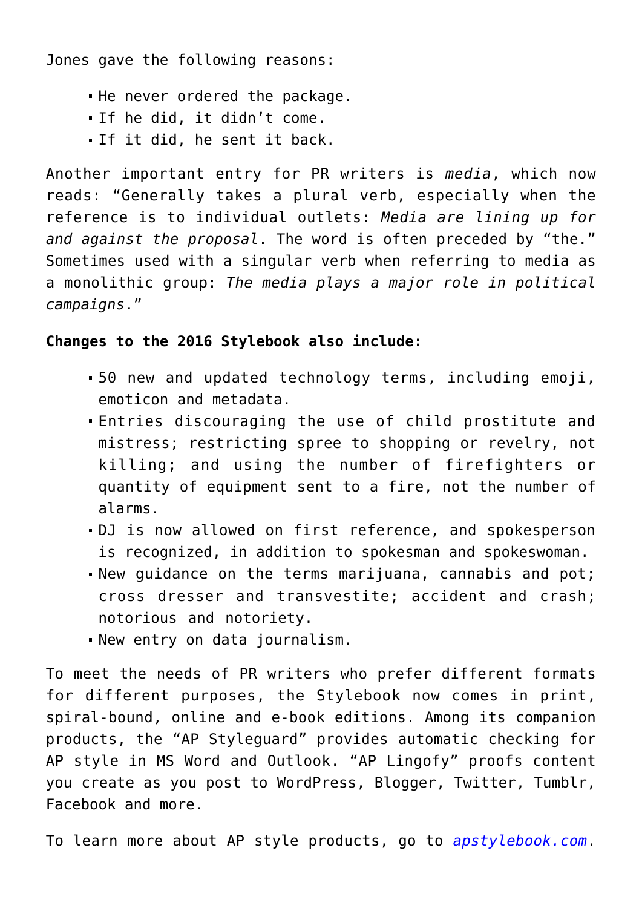Jones gave the following reasons:

- He never ordered the package.
- If he did, it didn't come.
- If it did, he sent it back.

Another important entry for PR writers is *media*, which now reads: "Generally takes a plural verb, especially when the reference is to individual outlets: *Media are lining up for and against the proposal*. The word is often preceded by "the." Sometimes used with a singular verb when referring to media as a monolithic group: *The media plays a major role in political campaigns*."

**Changes to the 2016 Stylebook also include:**

- 50 new and updated technology terms, including emoji, emoticon and metadata.
- Entries discouraging the use of child prostitute and mistress; restricting spree to shopping or revelry, not killing; and using the number of firefighters or quantity of equipment sent to a fire, not the number of alarms.
- DJ is now allowed on first reference, and spokesperson is recognized, in addition to spokesman and spokeswoman.
- New guidance on the terms marijuana, cannabis and pot; cross dresser and transvestite; accident and crash; notorious and notoriety.
- New entry on data journalism.

To meet the needs of PR writers who prefer different formats for different purposes, the Stylebook now comes in print, spiral-bound, online and e-book editions. Among its companion products, the "AP Styleguard" provides automatic checking for AP style in MS Word and Outlook. "AP Lingofy" proofs content you create as you post to WordPress, Blogger, Twitter, Tumblr, Facebook and more.

To learn more about AP style products, go to *apstylebook.com*.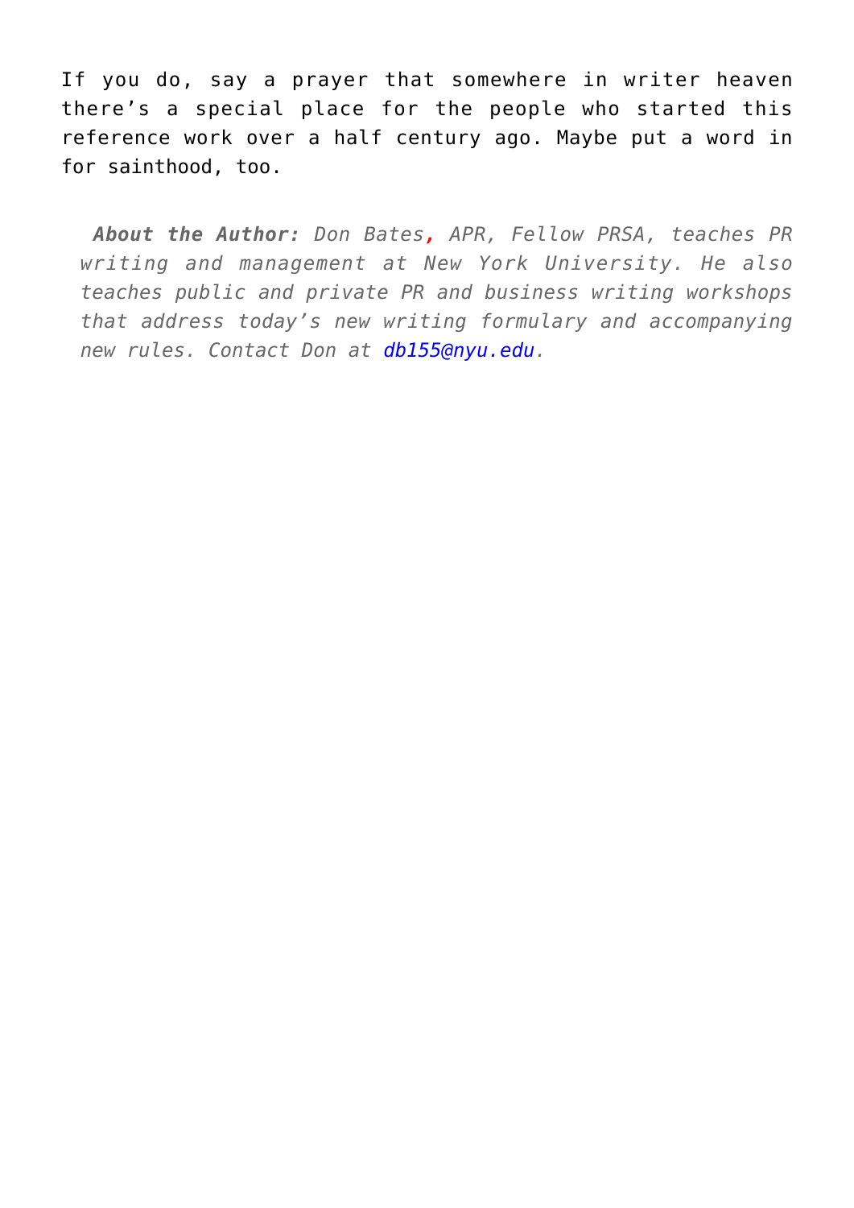If you do, say a prayer that somewhere in writer heaven there's a special place for the people who started this reference work over a half century ago. Maybe put a word in for sainthood, too.

***About the Author:*** *Don Bates, APR, Fellow PRSA, teaches PR writing and management at New York University. He also teaches public and private PR and business writing workshops that address today's new writing formulary and accompanying new rules. Contact Don at db155@nyu.edu.*